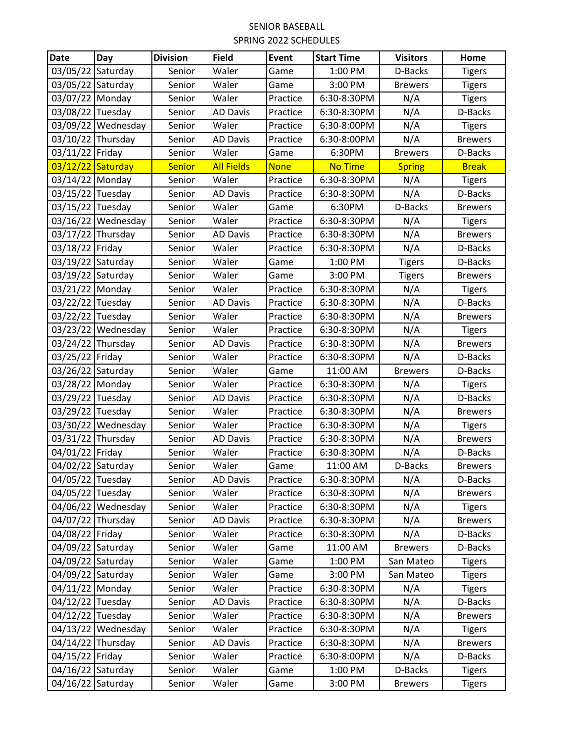SENIOR BASEBALL

SPRING 2022 SCHEDULES

| Date | Day | Division | Field | Event | Start Time | Visitors | Home |
|---|---|---|---|---|---|---|---|
| 03/05/22 | Saturday | Senior | Waler | Game | 1:00 PM | D-Backs | Tigers |
| 03/05/22 | Saturday | Senior | Waler | Game | 3:00 PM | Brewers | Tigers |
| 03/07/22 | Monday | Senior | Waler | Practice | 6:30-8:30PM | N/A | Tigers |
| 03/08/22 | Tuesday | Senior | AD Davis | Practice | 6:30-8:30PM | N/A | D-Backs |
| 03/09/22 | Wednesday | Senior | Waler | Practice | 6:30-8:00PM | N/A | Tigers |
| 03/10/22 | Thursday | Senior | AD Davis | Practice | 6:30-8:00PM | N/A | Brewers |
| 03/11/22 | Friday | Senior | Waler | Game | 6:30PM | Brewers | D-Backs |
| 03/12/22 | Saturday | Senior | All Fields | None | No Time | Spring | Break |
| 03/14/22 | Monday | Senior | Waler | Practice | 6:30-8:30PM | N/A | Tigers |
| 03/15/22 | Tuesday | Senior | AD Davis | Practice | 6:30-8:30PM | N/A | D-Backs |
| 03/15/22 | Tuesday | Senior | Waler | Game | 6:30PM | D-Backs | Brewers |
| 03/16/22 | Wednesday | Senior | Waler | Practice | 6:30-8:30PM | N/A | Tigers |
| 03/17/22 | Thursday | Senior | AD Davis | Practice | 6:30-8:30PM | N/A | Brewers |
| 03/18/22 | Friday | Senior | Waler | Practice | 6:30-8:30PM | N/A | D-Backs |
| 03/19/22 | Saturday | Senior | Waler | Game | 1:00 PM | Tigers | D-Backs |
| 03/19/22 | Saturday | Senior | Waler | Game | 3:00 PM | Tigers | Brewers |
| 03/21/22 | Monday | Senior | Waler | Practice | 6:30-8:30PM | N/A | Tigers |
| 03/22/22 | Tuesday | Senior | AD Davis | Practice | 6:30-8:30PM | N/A | D-Backs |
| 03/22/22 | Tuesday | Senior | Waler | Practice | 6:30-8:30PM | N/A | Brewers |
| 03/23/22 | Wednesday | Senior | Waler | Practice | 6:30-8:30PM | N/A | Tigers |
| 03/24/22 | Thursday | Senior | AD Davis | Practice | 6:30-8:30PM | N/A | Brewers |
| 03/25/22 | Friday | Senior | Waler | Practice | 6:30-8:30PM | N/A | D-Backs |
| 03/26/22 | Saturday | Senior | Waler | Game | 11:00 AM | Brewers | D-Backs |
| 03/28/22 | Monday | Senior | Waler | Practice | 6:30-8:30PM | N/A | Tigers |
| 03/29/22 | Tuesday | Senior | AD Davis | Practice | 6:30-8:30PM | N/A | D-Backs |
| 03/29/22 | Tuesday | Senior | Waler | Practice | 6:30-8:30PM | N/A | Brewers |
| 03/30/22 | Wednesday | Senior | Waler | Practice | 6:30-8:30PM | N/A | Tigers |
| 03/31/22 | Thursday | Senior | AD Davis | Practice | 6:30-8:30PM | N/A | Brewers |
| 04/01/22 | Friday | Senior | Waler | Practice | 6:30-8:30PM | N/A | D-Backs |
| 04/02/22 | Saturday | Senior | Waler | Game | 11:00 AM | D-Backs | Brewers |
| 04/05/22 | Tuesday | Senior | AD Davis | Practice | 6:30-8:30PM | N/A | D-Backs |
| 04/05/22 | Tuesday | Senior | Waler | Practice | 6:30-8:30PM | N/A | Brewers |
| 04/06/22 | Wednesday | Senior | Waler | Practice | 6:30-8:30PM | N/A | Tigers |
| 04/07/22 | Thursday | Senior | AD Davis | Practice | 6:30-8:30PM | N/A | Brewers |
| 04/08/22 | Friday | Senior | Waler | Practice | 6:30-8:30PM | N/A | D-Backs |
| 04/09/22 | Saturday | Senior | Waler | Game | 11:00 AM | Brewers | D-Backs |
| 04/09/22 | Saturday | Senior | Waler | Game | 1:00 PM | San Mateo | Tigers |
| 04/09/22 | Saturday | Senior | Waler | Game | 3:00 PM | San Mateo | Tigers |
| 04/11/22 | Monday | Senior | Waler | Practice | 6:30-8:30PM | N/A | Tigers |
| 04/12/22 | Tuesday | Senior | AD Davis | Practice | 6:30-8:30PM | N/A | D-Backs |
| 04/12/22 | Tuesday | Senior | Waler | Practice | 6:30-8:30PM | N/A | Brewers |
| 04/13/22 | Wednesday | Senior | Waler | Practice | 6:30-8:30PM | N/A | Tigers |
| 04/14/22 | Thursday | Senior | AD Davis | Practice | 6:30-8:30PM | N/A | Brewers |
| 04/15/22 | Friday | Senior | Waler | Practice | 6:30-8:00PM | N/A | D-Backs |
| 04/16/22 | Saturday | Senior | Waler | Game | 1:00 PM | D-Backs | Tigers |
| 04/16/22 | Saturday | Senior | Waler | Game | 3:00 PM | Brewers | Tigers |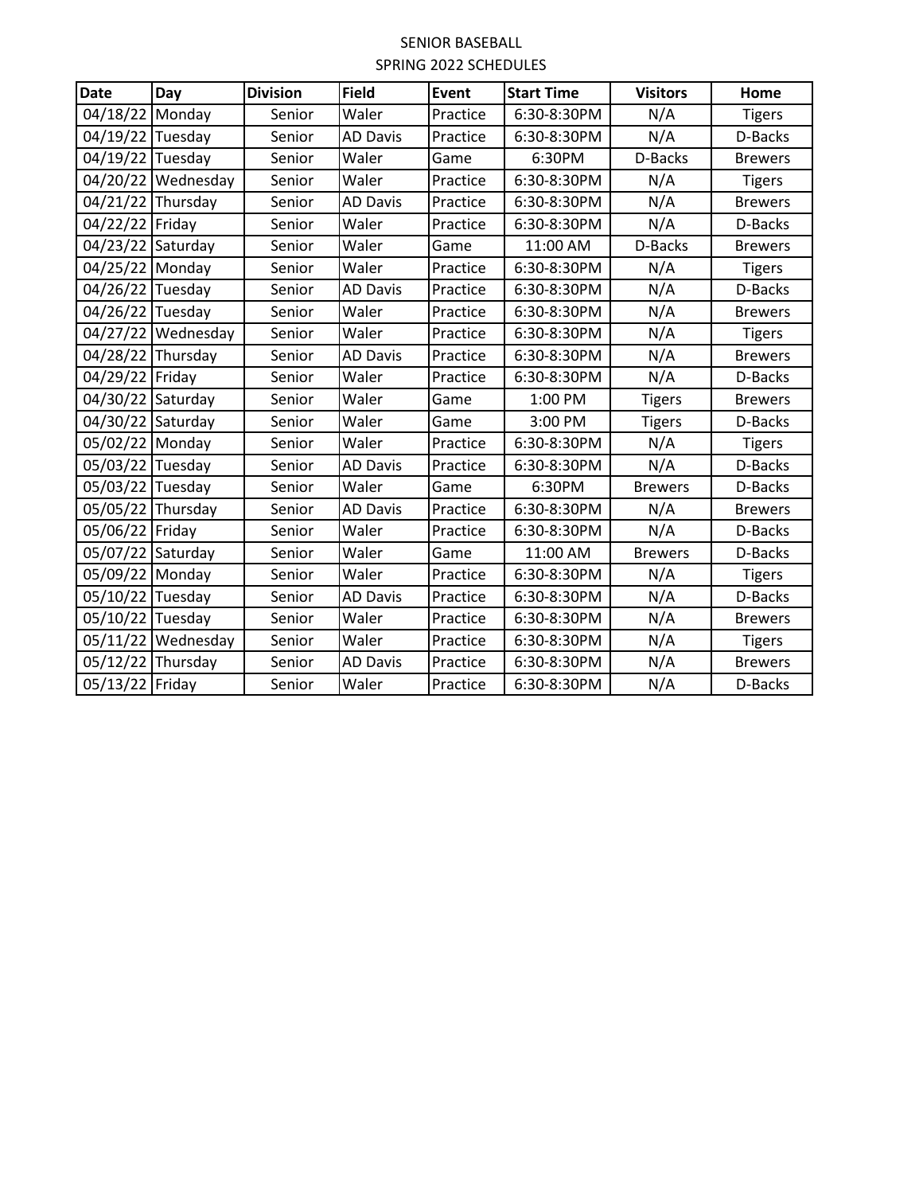SENIOR BASEBALL

SPRING 2022 SCHEDULES

| Date | Day | Division | Field | Event | Start Time | Visitors | Home |
| --- | --- | --- | --- | --- | --- | --- | --- |
| 04/18/22 | Monday | Senior | Waler | Practice | 6:30-8:30PM | N/A | Tigers |
| 04/19/22 | Tuesday | Senior | AD Davis | Practice | 6:30-8:30PM | N/A | D-Backs |
| 04/19/22 | Tuesday | Senior | Waler | Game | 6:30PM | D-Backs | Brewers |
| 04/20/22 | Wednesday | Senior | Waler | Practice | 6:30-8:30PM | N/A | Tigers |
| 04/21/22 | Thursday | Senior | AD Davis | Practice | 6:30-8:30PM | N/A | Brewers |
| 04/22/22 | Friday | Senior | Waler | Practice | 6:30-8:30PM | N/A | D-Backs |
| 04/23/22 | Saturday | Senior | Waler | Game | 11:00 AM | D-Backs | Brewers |
| 04/25/22 | Monday | Senior | Waler | Practice | 6:30-8:30PM | N/A | Tigers |
| 04/26/22 | Tuesday | Senior | AD Davis | Practice | 6:30-8:30PM | N/A | D-Backs |
| 04/26/22 | Tuesday | Senior | Waler | Practice | 6:30-8:30PM | N/A | Brewers |
| 04/27/22 | Wednesday | Senior | Waler | Practice | 6:30-8:30PM | N/A | Tigers |
| 04/28/22 | Thursday | Senior | AD Davis | Practice | 6:30-8:30PM | N/A | Brewers |
| 04/29/22 | Friday | Senior | Waler | Practice | 6:30-8:30PM | N/A | D-Backs |
| 04/30/22 | Saturday | Senior | Waler | Game | 1:00 PM | Tigers | Brewers |
| 04/30/22 | Saturday | Senior | Waler | Game | 3:00 PM | Tigers | D-Backs |
| 05/02/22 | Monday | Senior | Waler | Practice | 6:30-8:30PM | N/A | Tigers |
| 05/03/22 | Tuesday | Senior | AD Davis | Practice | 6:30-8:30PM | N/A | D-Backs |
| 05/03/22 | Tuesday | Senior | Waler | Game | 6:30PM | Brewers | D-Backs |
| 05/05/22 | Thursday | Senior | AD Davis | Practice | 6:30-8:30PM | N/A | Brewers |
| 05/06/22 | Friday | Senior | Waler | Practice | 6:30-8:30PM | N/A | D-Backs |
| 05/07/22 | Saturday | Senior | Waler | Game | 11:00 AM | Brewers | D-Backs |
| 05/09/22 | Monday | Senior | Waler | Practice | 6:30-8:30PM | N/A | Tigers |
| 05/10/22 | Tuesday | Senior | AD Davis | Practice | 6:30-8:30PM | N/A | D-Backs |
| 05/10/22 | Tuesday | Senior | Waler | Practice | 6:30-8:30PM | N/A | Brewers |
| 05/11/22 | Wednesday | Senior | Waler | Practice | 6:30-8:30PM | N/A | Tigers |
| 05/12/22 | Thursday | Senior | AD Davis | Practice | 6:30-8:30PM | N/A | Brewers |
| 05/13/22 | Friday | Senior | Waler | Practice | 6:30-8:30PM | N/A | D-Backs |